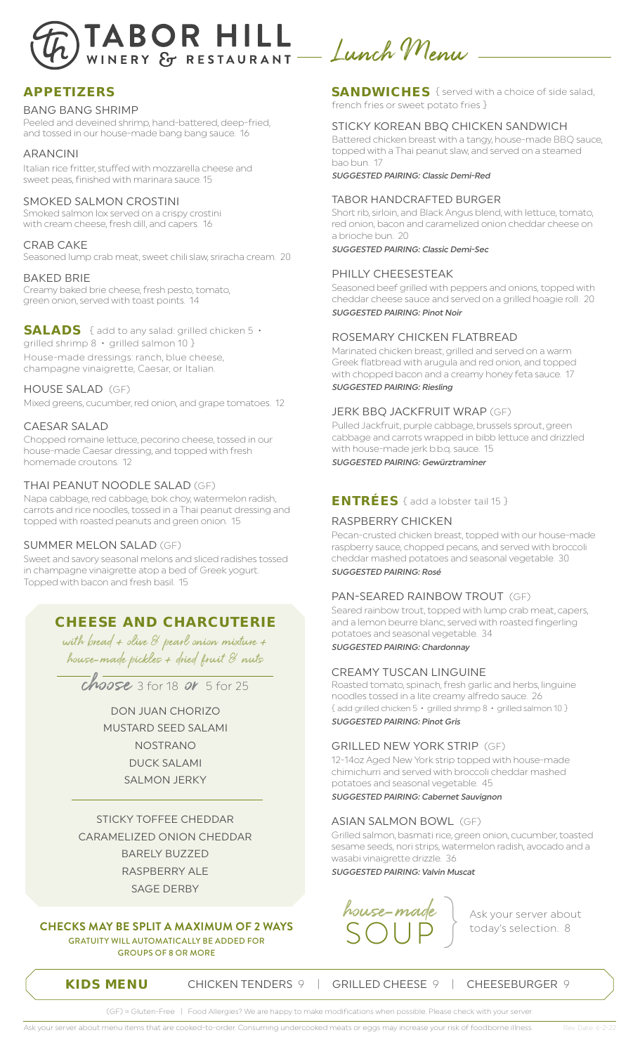# TABOR HILL WINERY & RESTAURANT — Lunch Menu

## APPETIZERS

### BANG BANG SHRIMP
Peeled and deveined shrimp, hand-battered, deep-fried, and tossed in our house-made bang bang sauce. 16

### ARANCINI
Italian rice fritter, stuffed with mozzarella cheese and sweet peas, finished with marinara sauce. 15

### SMOKED SALMON CROSTINI
Smoked salmon lox served on a crispy crostini with cream cheese, fresh dill, and capers. 16

### CRAB CAKE
Seasoned lump crab meat, sweet chili slaw, sriracha cream. 20

### BAKED BRIE
Creamy baked brie cheese, fresh pesto, tomato, green onion, served with toast points. 14

## SALADS { add to any salad: grilled chicken 5 • grilled shrimp 8 • grilled salmon 10 }

House-made dressings: ranch, blue cheese, champagne vinaigrette, Caesar, or Italian.

### HOUSE SALAD (GF)
Mixed greens, cucumber, red onion, and grape tomatoes. 12

### CAESAR SALAD
Chopped romaine lettuce, pecorino cheese, tossed in our house-made Caesar dressing, and topped with fresh homemade croutons. 12

### THAI PEANUT NOODLE SALAD (GF)
Napa cabbage, red cabbage, bok choy, watermelon radish, carrots and rice noodles, tossed in a Thai peanut dressing and topped with roasted peanuts and green onion. 15

### SUMMER MELON SALAD (GF)
Sweet and savory seasonal melons and sliced radishes tossed in champagne vinaigrette atop a bed of Greek yogurt. Topped with bacon and fresh basil. 15

## CHEESE AND CHARCUTERIE

*with bread + olive & pearl onion mixture + house-made pickles + dried fruit & nuts*

*choose* 3 for 18 *or* 5 for 25

DON JUAN CHORIZO
MUSTARD SEED SALAMI
NOSTRANO
DUCK SALAMI
SALMON JERKY

STICKY TOFFEE CHEDDAR
CARAMELIZED ONION CHEDDAR
BARELY BUZZED
RASPBERRY ALE
SAGE DERBY

**CHECKS MAY BE SPLIT A MAXIMUM OF 2 WAYS**
GRATUITY WILL AUTOMATICALLY BE ADDED FOR GROUPS OF 8 OR MORE

## SANDWICHES { served with a choice of side salad, french fries or sweet potato fries }

### STICKY KOREAN BBQ CHICKEN SANDWICH
Battered chicken breast with a tangy, house-made BBQ sauce, topped with a Thai peanut slaw, and served on a steamed bao bun. 17
*SUGGESTED PAIRING: Classic Demi-Red*

### TABOR HANDCRAFTED BURGER
Short rib, sirloin, and Black Angus blend, with lettuce, tomato, red onion, bacon and caramelized onion cheddar cheese on a brioche bun. 20
*SUGGESTED PAIRING: Classic Demi-Sec*

### PHILLY CHEESESTEAK
Seasoned beef grilled with peppers and onions, topped with cheddar cheese sauce and served on a grilled hoagie roll. 20
*SUGGESTED PAIRING: Pinot Noir*

### ROSEMARY CHICKEN FLATBREAD
Marinated chicken breast, grilled and served on a warm Greek flatbread with arugula and red onion, and topped with chopped bacon and a creamy honey feta sauce. 17
*SUGGESTED PAIRING: Riesling*

### JERK BBQ JACKFRUIT WRAP (GF)
Pulled Jackfruit, purple cabbage, brussels sprout, green cabbage and carrots wrapped in bibb lettuce and drizzled with house-made jerk b.b.q. sauce. 15
*SUGGESTED PAIRING: Gewürztraminer*

## ENTRÉES { add a lobster tail 15 }

### RASPBERRY CHICKEN
Pecan-crusted chicken breast, topped with our house-made raspberry sauce, chopped pecans, and served with broccoli cheddar mashed potatoes and seasonal vegetable. 30
*SUGGESTED PAIRING: Rosé*

### PAN-SEARED RAINBOW TROUT (GF)
Seared rainbow trout, topped with lump crab meat, capers, and a lemon beurre blanc, served with roasted fingerling potatoes and seasonal vegetable. 34
*SUGGESTED PAIRING: Chardonnay*

### CREAMY TUSCAN LINGUINE
Roasted tomato, spinach, fresh garlic and herbs, linguine noodles tossed in a lite creamy alfredo sauce. 26
{ add grilled chicken 5 • grilled shrimp 8 • grilled salmon 10 }
*SUGGESTED PAIRING: Pinot Gris*

### GRILLED NEW YORK STRIP (GF)
12-14oz Aged New York strip topped with house-made chimichurri and served with broccoli cheddar mashed potatoes and seasonal vegetable. 45
*SUGGESTED PAIRING: Cabernet Sauvignon*

### ASIAN SALMON BOWL (GF)
Grilled salmon, basmati rice, green onion, cucumber, toasted sesame seeds, nori strips, watermelon radish, avocado and a wasabi vinaigrette drizzle. 36
*SUGGESTED PAIRING: Valvin Muscat*

### *house-made* SOUP
Ask your server about today's selection. 8

## KIDS MENU
CHICKEN TENDERS 9 | GRILLED CHEESE 9 | CHEESEBURGER 9

(GF) = Gluten-Free | Food Allergies? We are happy to make modifications when possible. Please check with your server.

Ask your server about menu items that are cooked-to-order. Consuming undercooked meats or eggs may increase your risk of foodborne illness. Rev Date: 6-2-22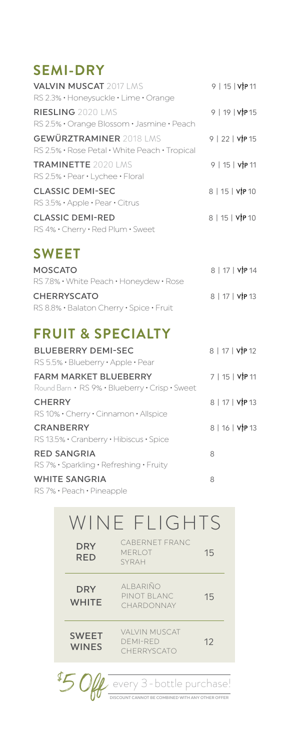## SEMI-DRY

**VALVIN MUSCAT** 2017 LMS — 9 | 15 | VIP 11
RS 2.3% • Honeysuckle • Lime • Orange

**RIESLING** 2020 LMS — 9 | 19 | VIP 15
RS 2.5% • Orange Blossom • Jasmine • Peach

**GEWÜRZTRAMINER** 2018 LMS — 9 | 22 | VIP 15
RS 2.5% • Rose Petal • White Peach • Tropical

**TRAMINETTE** 2020 LMS — 9 | 15 | VIP 11
RS 2.5% • Pear • Lychee • Floral

**CLASSIC DEMI-SEC** — 8 | 15 | VIP 10
RS 3.5% • Apple • Pear • Citrus

**CLASSIC DEMI-RED** — 8 | 15 | VIP 10
RS 4% • Cherry • Red Plum • Sweet

## SWEET

**MOSCATO** — 8 | 17 | VIP 14
RS 7.8% • White Peach • Honeydew • Rose

**CHERRYSCATO** — 8 | 17 | VIP 13
RS 8.8% • Balaton Cherry • Spice • Fruit

## FRUIT & SPECIALTY

**BLUEBERRY DEMI-SEC** — 8 | 17 | VIP 12
RS 5.5% • Blueberry • Apple • Pear

**FARM MARKET BLUEBERRY** — 7 | 15 | VIP 11
Round Barn • RS 9% • Blueberry • Crisp • Sweet

**CHERRY** — 8 | 17 | VIP 13
RS 10% • Cherry • Cinnamon • Allspice

**CRANBERRY** — 8 | 16 | VIP 13
RS 13.5% • Cranberry • Hibiscus • Spice

**RED SANGRIA** — 8
RS 7% • Sparkling • Refreshing • Fruity

**WHITE SANGRIA** — 8
RS 7% • Peach • Pineapple

## WINE FLIGHTS

| Flight | Wines | Price |
|---|---|---|
| DRY RED | CABERNET FRANC, MERLOT, SYRAH | 15 |
| DRY WHITE | ALBARIÑO, PINOT BLANC, CHARDONNAY | 15 |
| SWEET WINES | VALVIN MUSCAT, DEMI-RED, CHERRYSCATO | 12 |

**$5 Off** every 3-bottle purchase!
DISCOUNT CANNOT BE COMBINED WITH ANY OTHER OFFER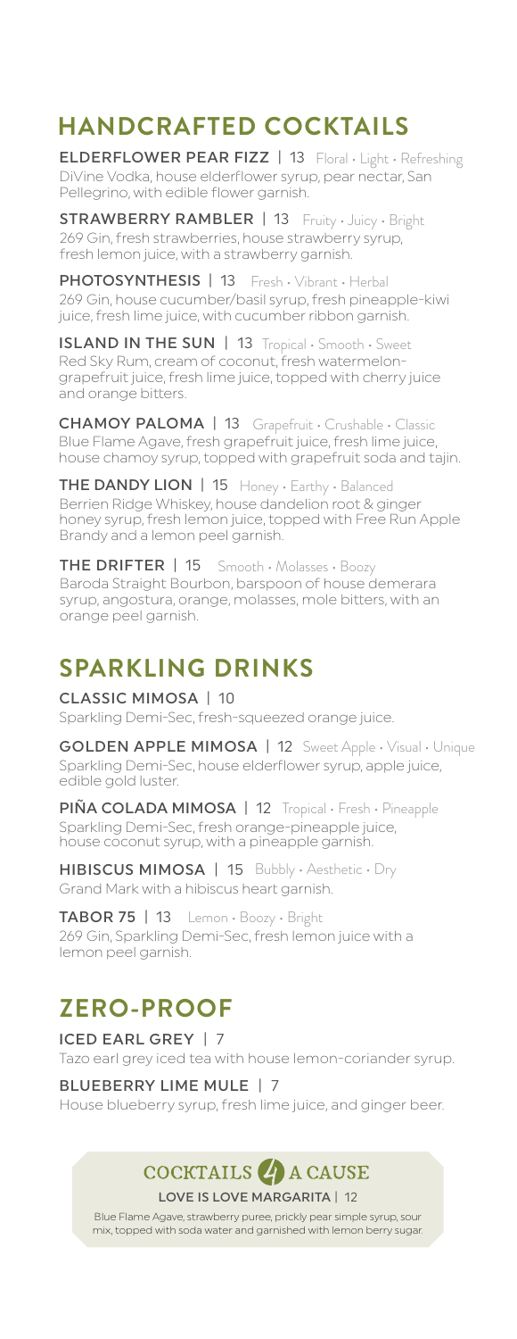# HANDCRAFTED COCKTAILS

**ELDERFLOWER PEAR FIZZ** | 13 Floral • Light • Refreshing
DiVine Vodka, house elderflower syrup, pear nectar, San Pellegrino, with edible flower garnish.

**STRAWBERRY RAMBLER** | 13 Fruity • Juicy • Bright
269 Gin, fresh strawberries, house strawberry syrup, fresh lemon juice, with a strawberry garnish.

**PHOTOSYNTHESIS** | 13 Fresh • Vibrant • Herbal
269 Gin, house cucumber/basil syrup, fresh pineapple-kiwi juice, fresh lime juice, with cucumber ribbon garnish.

**ISLAND IN THE SUN** | 13 Tropical • Smooth • Sweet
Red Sky Rum, cream of coconut, fresh watermelon-grapefruit juice, fresh lime juice, topped with cherry juice and orange bitters.

**CHAMOY PALOMA** | 13 Grapefruit • Crushable • Classic
Blue Flame Agave, fresh grapefruit juice, fresh lime juice, house chamoy syrup, topped with grapefruit soda and tajin.

**THE DANDY LION** | 15 Honey • Earthy • Balanced
Berrien Ridge Whiskey, house dandelion root & ginger honey syrup, fresh lemon juice, topped with Free Run Apple Brandy and a lemon peel garnish.

**THE DRIFTER** | 15 Smooth • Molasses • Boozy
Baroda Straight Bourbon, barspoon of house demerara syrup, angostura, orange, molasses, mole bitters, with an orange peel garnish.

# SPARKLING DRINKS

**CLASSIC MIMOSA** | 10
Sparkling Demi-Sec, fresh-squeezed orange juice.

**GOLDEN APPLE MIMOSA** | 12 Sweet Apple • Visual • Unique
Sparkling Demi-Sec, house elderflower syrup, apple juice, edible gold luster.

**PIÑA COLADA MIMOSA** | 12 Tropical • Fresh • Pineapple
Sparkling Demi-Sec, fresh orange-pineapple juice, house coconut syrup, with a pineapple garnish.

**HIBISCUS MIMOSA** | 15 Bubbly • Aesthetic • Dry
Grand Mark with a hibiscus heart garnish.

**TABOR 75** | 13 Lemon • Boozy • Bright
269 Gin, Sparkling Demi-Sec, fresh lemon juice with a lemon peel garnish.

# ZERO-PROOF

**ICED EARL GREY** | 7
Tazo earl grey iced tea with house lemon-coriander syrup.

**BLUEBERRY LIME MULE** | 7
House blueberry syrup, fresh lime juice, and ginger beer.

## COCKTAILS 4 A CAUSE

**LOVE IS LOVE MARGARITA** | 12
Blue Flame Agave, strawberry puree, prickly pear simple syrup, sour mix, topped with soda water and garnished with lemon berry sugar.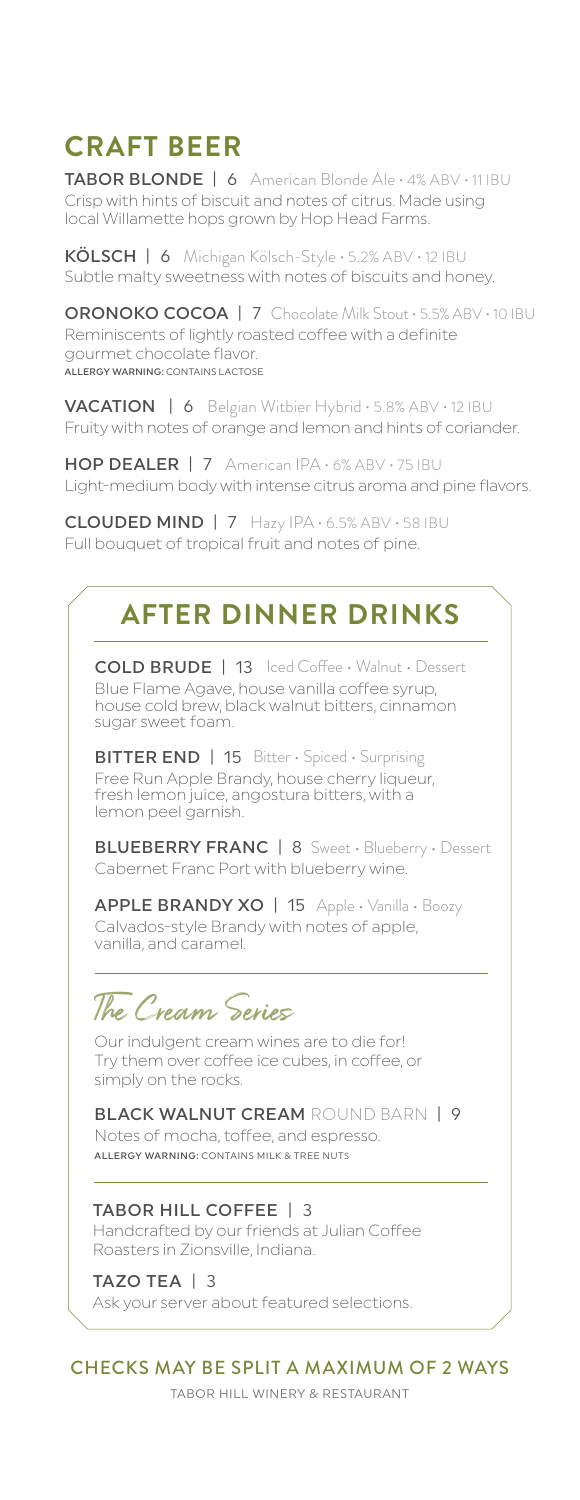## CRAFT BEER

**TABOR BLONDE** | 6 American Blonde Ale • 4% ABV • 11 IBU
Crisp with hints of biscuit and notes of citrus. Made using local Willamette hops grown by Hop Head Farms.

**KÖLSCH** | 6 Michigan Kölsch-Style • 5.2% ABV • 12 IBU
Subtle malty sweetness with notes of biscuits and honey.

**ORONOKO COCOA** | 7 Chocolate Milk Stout • 5.5% ABV • 10 IBU
Reminiscents of lightly roasted coffee with a definite gourmet chocolate flavor.
ALLERGY WARNING: CONTAINS LACTOSE

**VACATION** | 6 Belgian Witbier Hybrid • 5.8% ABV • 12 IBU
Fruity with notes of orange and lemon and hints of coriander.

**HOP DEALER** | 7 American IPA • 6% ABV • 75 IBU
Light-medium body with intense citrus aroma and pine flavors.

**CLOUDED MIND** | 7 Hazy IPA • 6.5% ABV • 58 IBU
Full bouquet of tropical fruit and notes of pine.

## AFTER DINNER DRINKS

**COLD BRUDE** | 13 Iced Coffee • Walnut • Dessert
Blue Flame Agave, house vanilla coffee syrup, house cold brew, black walnut bitters, cinnamon sugar sweet foam.

**BITTER END** | 15 Bitter • Spiced • Surprising
Free Run Apple Brandy, house cherry liqueur, fresh lemon juice, angostura bitters, with a lemon peel garnish.

**BLUEBERRY FRANC** | 8 Sweet • Blueberry • Dessert
Cabernet Franc Port with blueberry wine.

**APPLE BRANDY XO** | 15 Apple • Vanilla • Boozy
Calvados-style Brandy with notes of apple, vanilla, and caramel.

### The Cream Series

Our indulgent cream wines are to die for! Try them over coffee ice cubes, in coffee, or simply on the rocks.

**BLACK WALNUT CREAM** ROUND BARN | 9
Notes of mocha, toffee, and espresso.
ALLERGY WARNING: CONTAINS MILK & TREE NUTS

**TABOR HILL COFFEE** | 3
Handcrafted by our friends at Julian Coffee Roasters in Zionsville, Indiana.

**TAZO TEA** | 3
Ask your server about featured selections.

**CHECKS MAY BE SPLIT A MAXIMUM OF 2 WAYS**

TABOR HILL WINERY & RESTAURANT